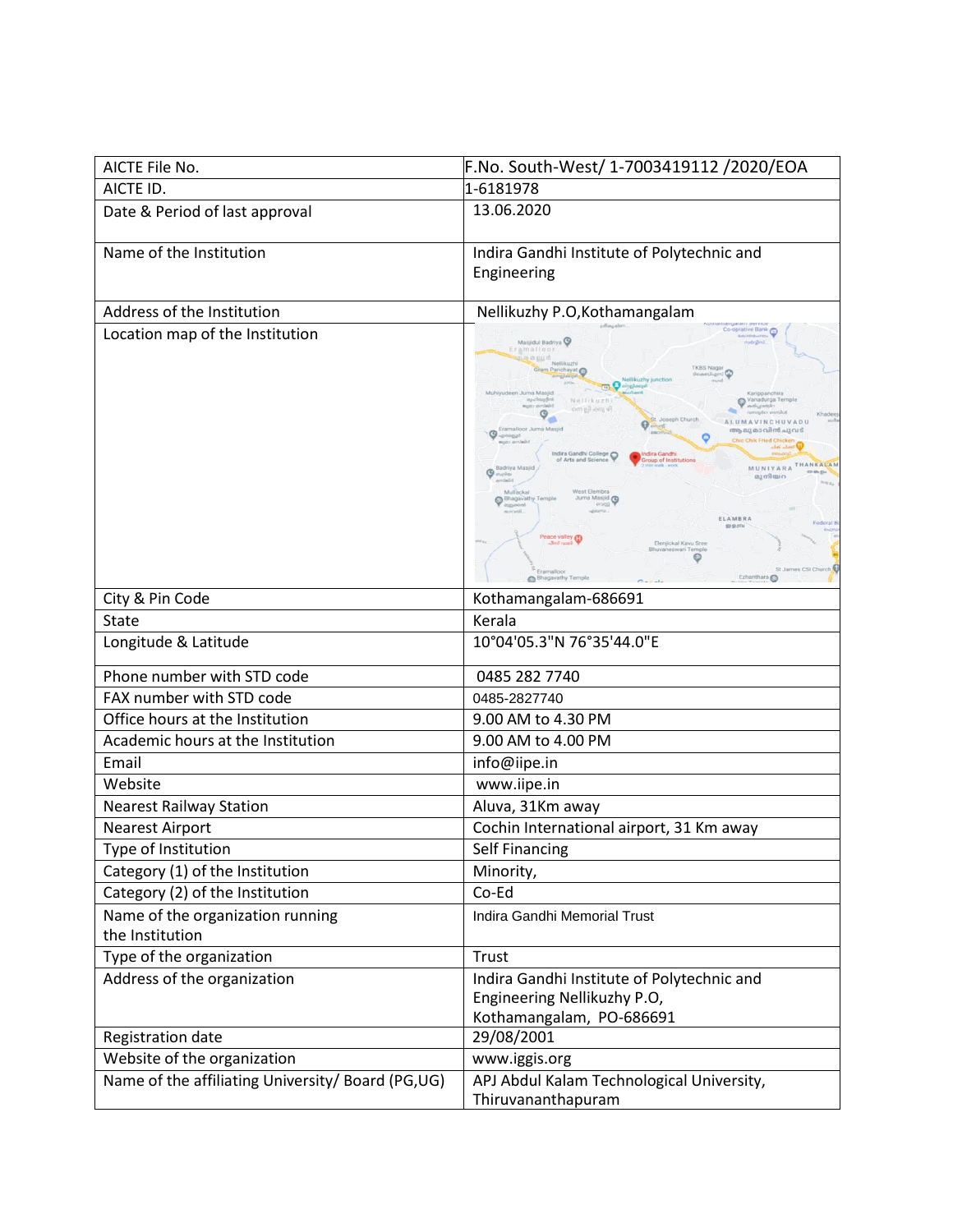| AICTE File No. | F.No. South-West/ 1-7003419112 /2020/EOA |
|---|---|
| AICTE ID. | 1-6181978 |
| Date & Period of last approval | 13.06.2020 |
| Name of the Institution | Indira Gandhi Institute of Polytechnic and Engineering |
| Address of the Institution | Nellikuzhy P.O,Kothamangalam |
| Location map of the Institution | |
| City & Pin Code | Kothamangalam-686691 |
| State | Kerala |
| Longitude & Latitude | 10°04'05.3"N 76°35'44.0"E |
| Phone number with STD code | 0485 282 7740 |
| FAX number with STD code | 0485-2827740 |
| Office hours at the Institution | 9.00 AM to 4.30 PM |
| Academic hours at the Institution | 9.00 AM to 4.00 PM |
| Email | info@iipe.in |
| Website | www.iipe.in |
| Nearest Railway Station | Aluva, 31Km away |
| Nearest Airport | Cochin International airport, 31 Km away |
| Type of Institution | Self Financing |
| Category (1) of the Institution | Minority, |
| Category (2) of the Institution | Co-Ed |
| Name of the organization running the Institution | Indira Gandhi Memorial Trust |
| Type of the organization | Trust |
| Address of the organization | Indira Gandhi Institute of Polytechnic and Engineering Nellikuzhy P.O, Kothamangalam, PO-686691 |
| Registration date | 29/08/2001 |
| Website of the organization | www.iggis.org |
| Name of the affiliating University/ Board (PG,UG) | APJ Abdul Kalam Technological University, Thiruvananthapuram |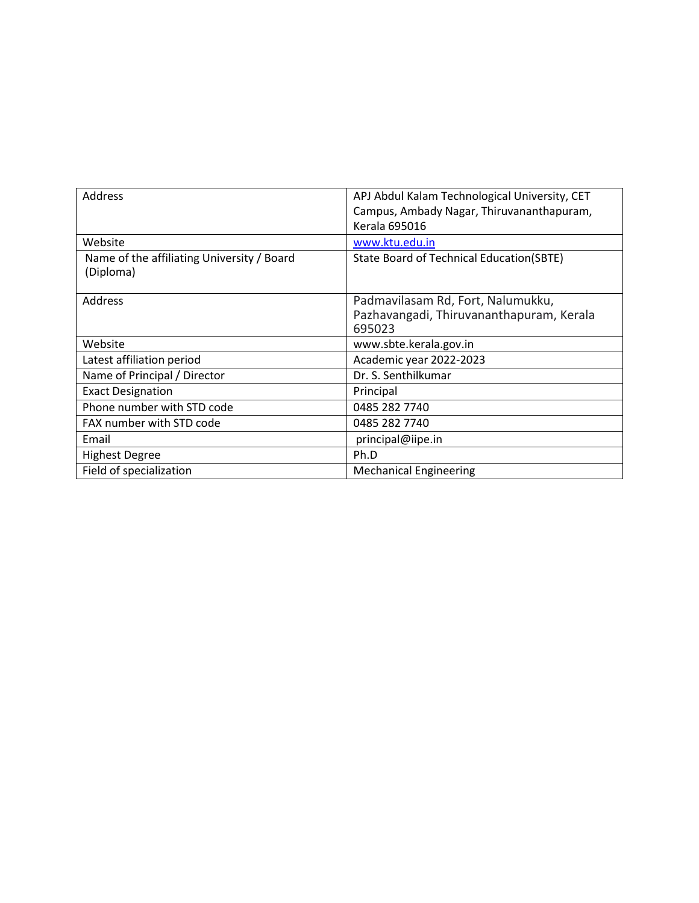| Address | APJ Abdul Kalam Technological University, CET Campus, Ambady Nagar, Thiruvananthapuram, Kerala 695016 |
|---|---|
| Website | [www.ktu.edu.in](http://www.ktu.edu.in) |
| Name of the affiliating University / Board (Diploma) | State Board of Technical Education(SBTE) |
| Address | Padmavilasam Rd, Fort, Nalumukku, Pazhavangadi, Thiruvananthapuram, Kerala 695023 |
| Website | www.sbte.kerala.gov.in |
| Latest affiliation period | Academic year 2022-2023 |
| Name of Principal / Director | Dr. S. Senthilkumar |
| Exact Designation | Principal |
| Phone number with STD code | 0485 282 7740 |
| FAX number with STD code | 0485 282 7740 |
| Email | principal@iipe.in |
| Highest Degree | Ph.D |
| Field of specialization | Mechanical Engineering |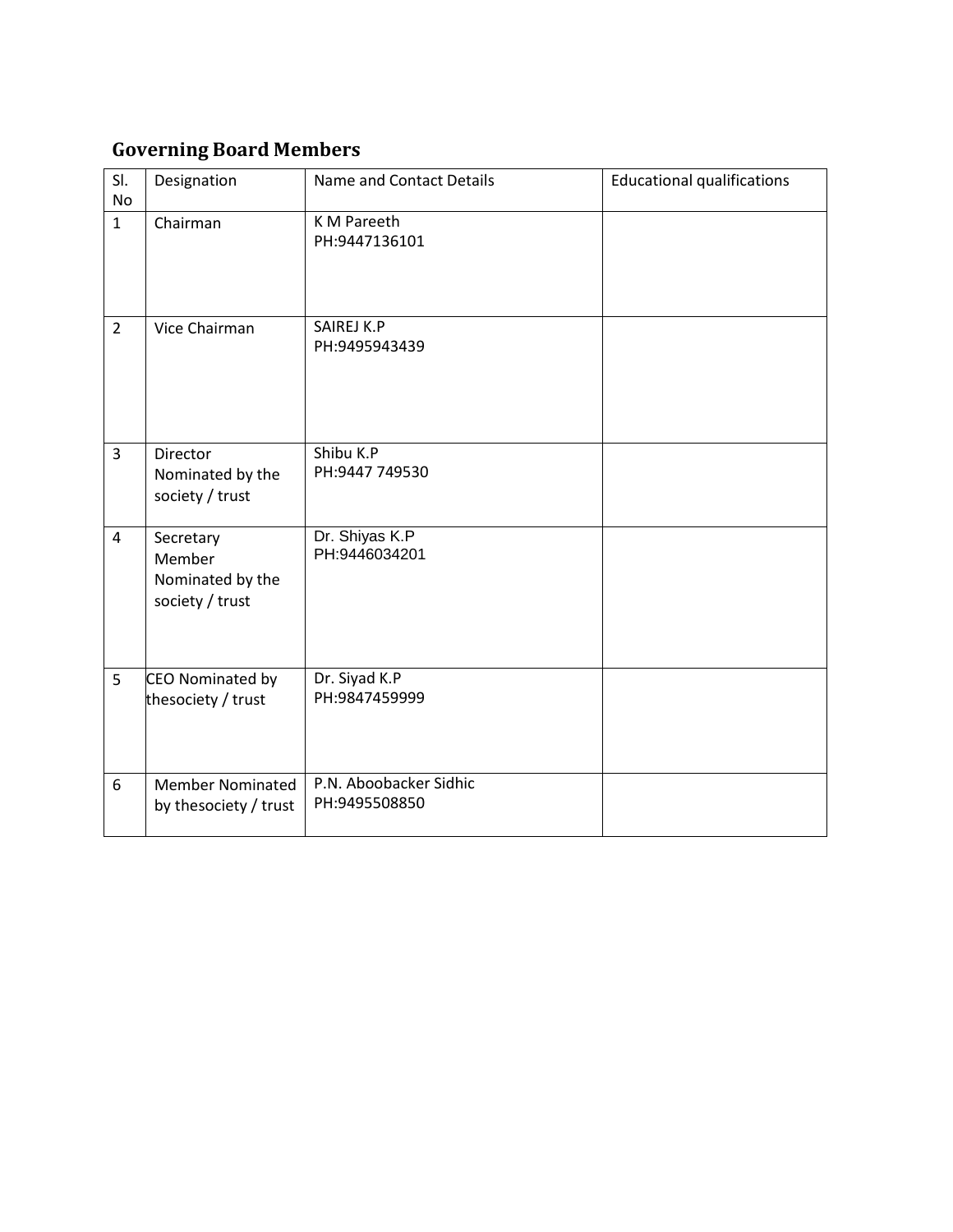## Governing Board Members

| Sl. No | Designation | Name and Contact Details | Educational qualifications |
|---|---|---|---|
| 1 | Chairman | K M Pareeth<br>PH:9447136101 | |
| 2 | Vice Chairman | SAIREJ K.P<br>PH:9495943439 | |
| 3 | Director Nominated by the society / trust | Shibu K.P<br>PH:9447 749530 | |
| 4 | Secretary Member Nominated by the society / trust | Dr. Shiyas K.P<br>PH:9446034201 | |
| 5 | CEO Nominated by thesociety / trust | Dr. Siyad K.P<br>PH:9847459999 | |
| 6 | Member Nominated by thesociety / trust | P.N. Aboobacker Sidhic<br>PH:9495508850 | |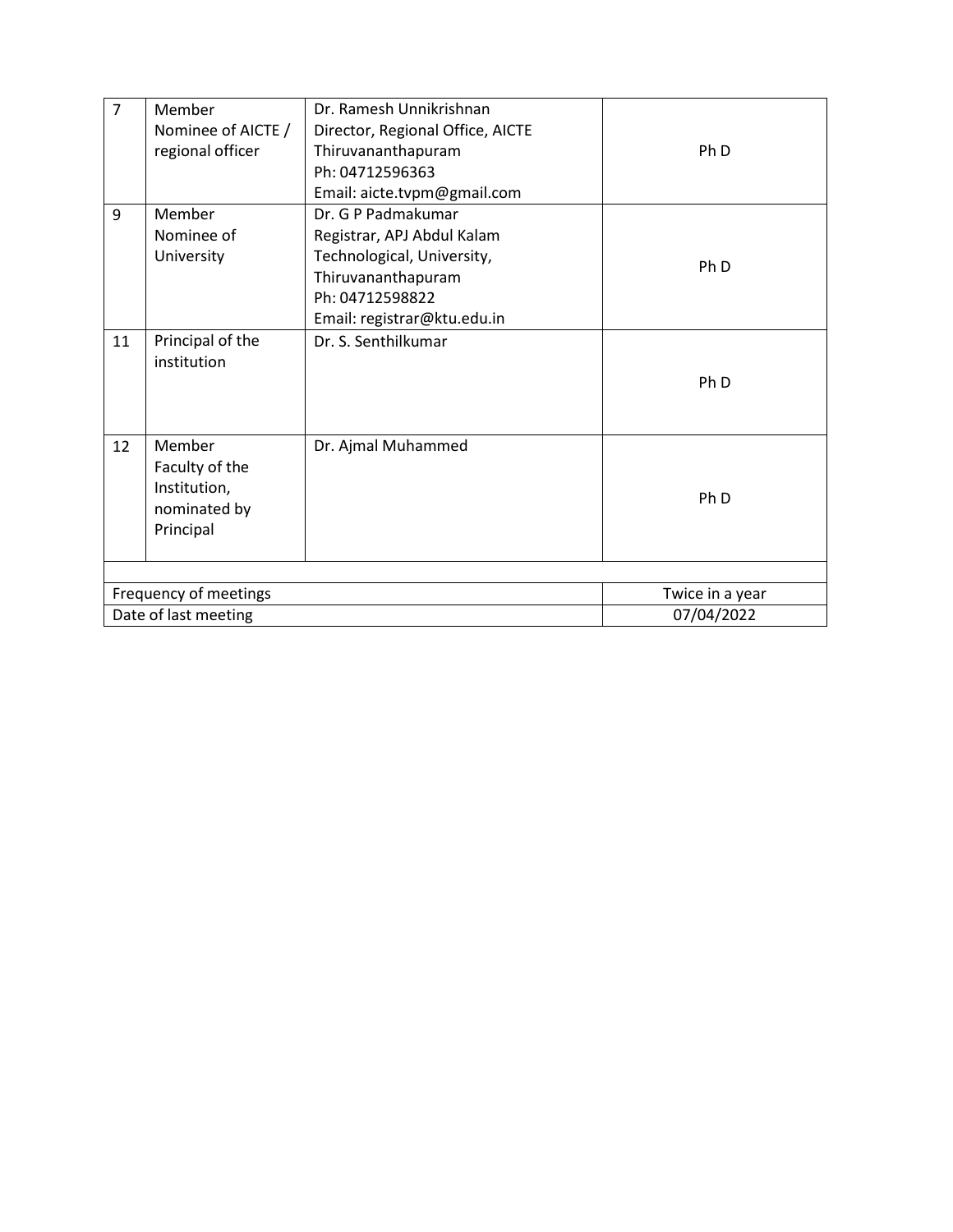| | | | |
|---|---|---|---|
| 7 | Member<br>Nominee of AICTE / regional officer | Dr. Ramesh Unnikrishnan<br>Director, Regional Office, AICTE<br>Thiruvananthapuram<br>Ph: 04712596363<br>Email: aicte.tvpm@gmail.com | Ph D |
| 9 | Member<br>Nominee of University | Dr. G P Padmakumar<br>Registrar, APJ Abdul Kalam Technological, University, Thiruvananthapuram<br>Ph: 04712598822<br>Email: registrar@ktu.edu.in | Ph D |
| 11 | Principal of the institution | Dr. S. Senthilkumar | Ph D |
| 12 | Member<br>Faculty of the Institution, nominated by Principal | Dr. Ajmal Muhammed | Ph D |
| | | | |
| Frequency of meetings | | | Twice in a year |
| Date of last meeting | | | 07/04/2022 |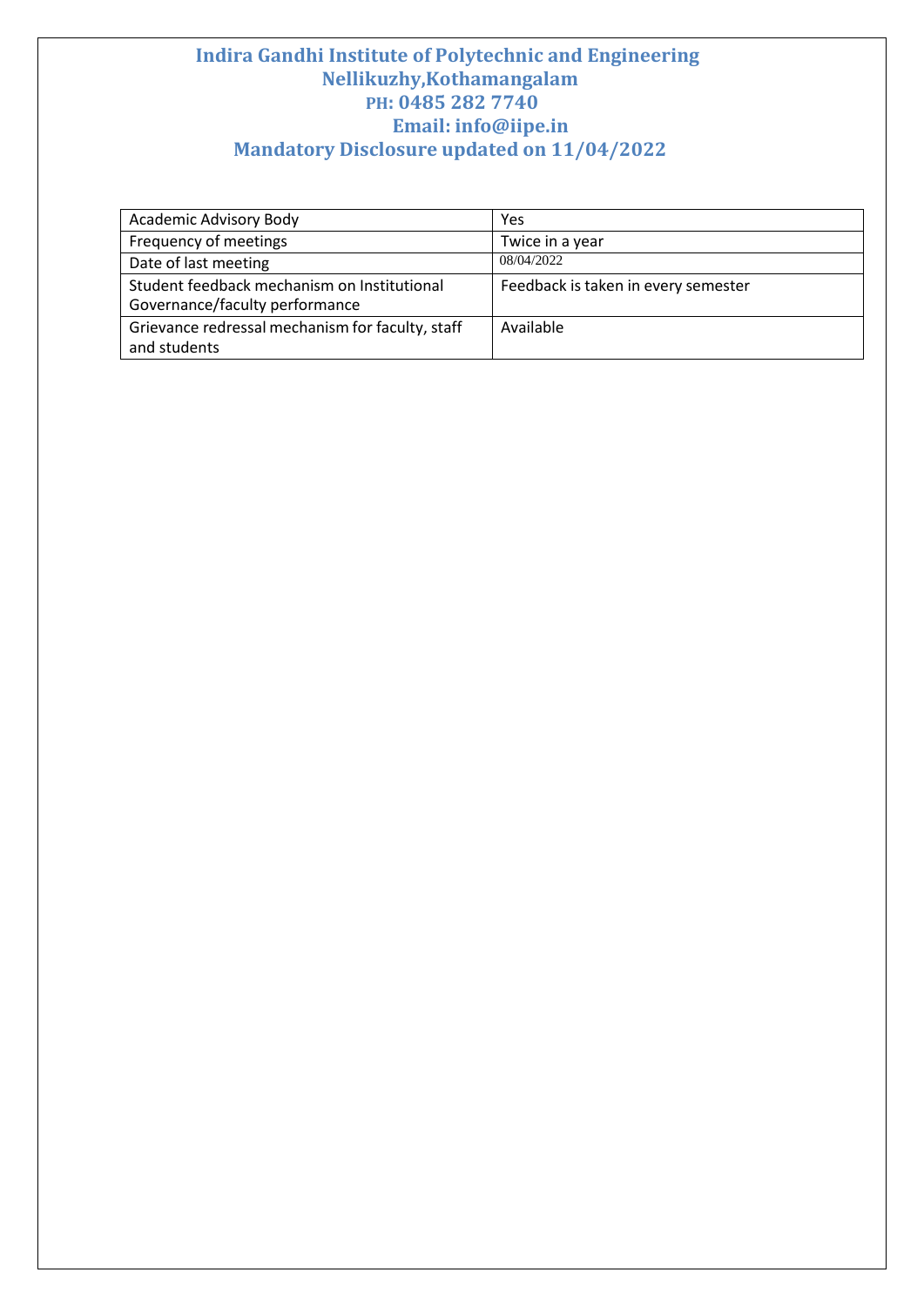# Indira Gandhi Institute of Polytechnic and Engineering

**Nellikuzhy,Kothamangalam**

**PH: 0485 282 7740**

**Email: info@iipe.in**

**Mandatory Disclosure updated on 11/04/2022**

| | |
|---|---|
| Academic Advisory Body | Yes |
| Frequency of meetings | Twice in a year |
| Date of last meeting | 08/04/2022 |
| Student feedback mechanism on Institutional Governance/faculty performance | Feedback is taken in every semester |
| Grievance redressal mechanism for faculty, staff and students | Available |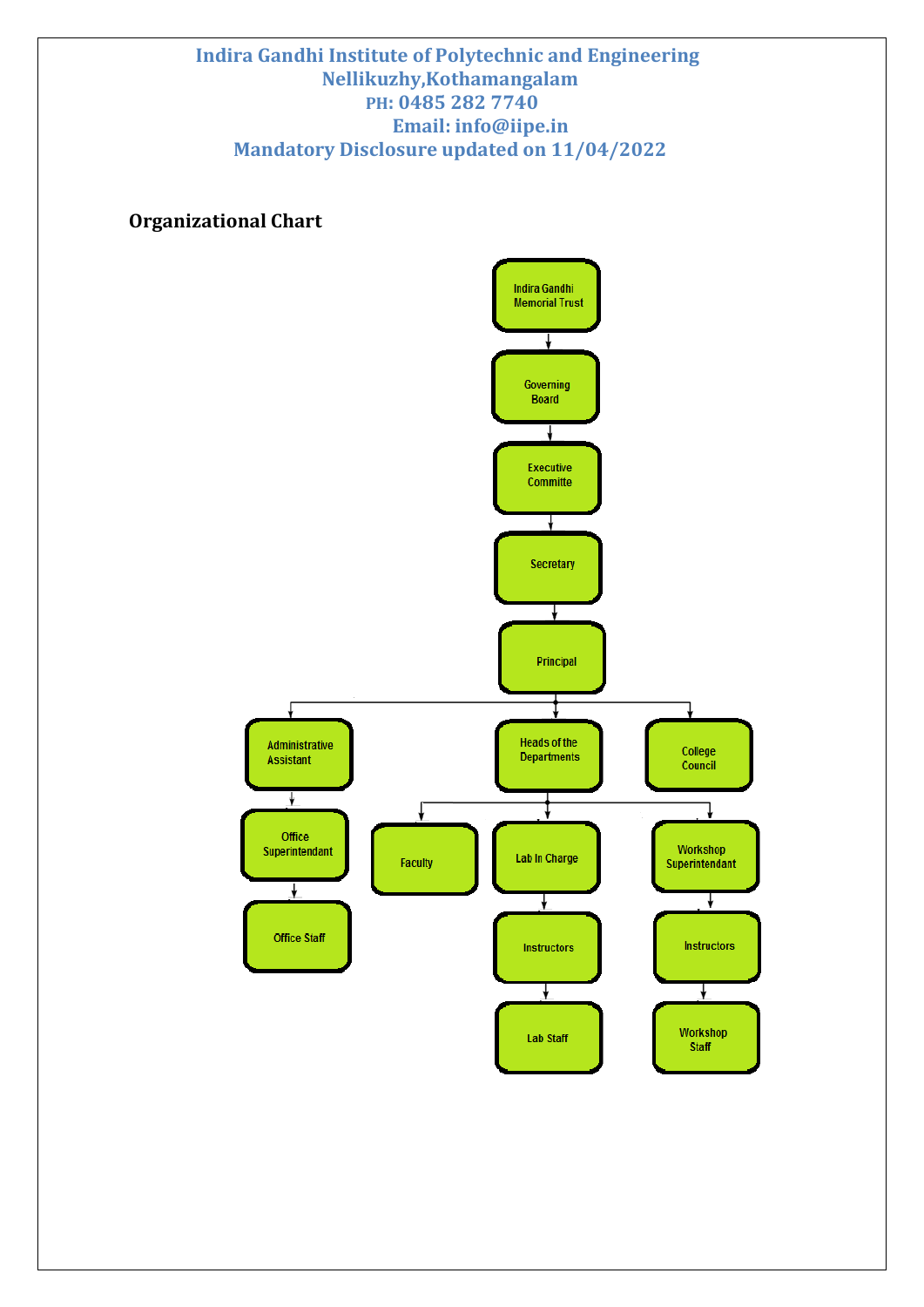**Indira Gandhi Institute of Polytechnic and Engineering**
**Nellikuzhy,Kothamangalam**
**PH: 0485 282 7740**
**Email: info@iipe.in**
**Mandatory Disclosure updated on 11/04/2022**

## Organizational Chart

- Indira Gandhi Memorial Trust
  - Governing Board
    - Executive Committe
      - Secretary
        - Principal
          - Administrative Assistant
            - Office Superintendant
              - Office Staff
          - Heads of the Departments
            - Faculty
            - Lab In Charge
              - Instructors
                - Lab Staff
            - Workshop Superintendant
              - Instructors
                - Workshop Staff
          - College Council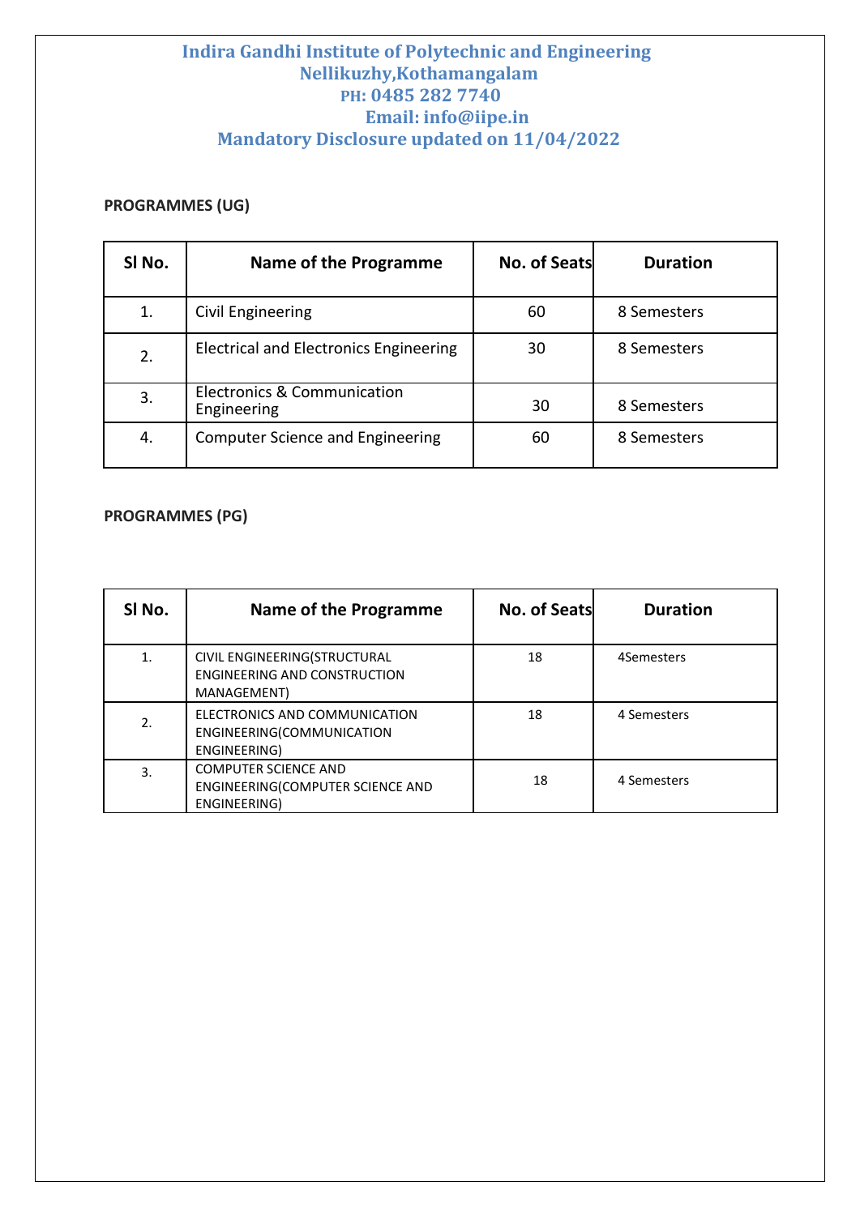# Indira Gandhi Institute of Polytechnic and Engineering

**Nellikuzhy,Kothamangalam**

**PH: 0485 282 7740**

**Email: info@iipe.in**

**Mandatory Disclosure updated on 11/04/2022**

**PROGRAMMES (UG)**

| Sl No. | Name of the Programme | No. of Seats | Duration |
|---|---|---|---|
| 1. | Civil Engineering | 60 | 8 Semesters |
| 2. | Electrical and Electronics Engineering | 30 | 8 Semesters |
| 3. | Electronics & Communication Engineering | 30 | 8 Semesters |
| 4. | Computer Science and Engineering | 60 | 8 Semesters |

**PROGRAMMES (PG)**

| Sl No. | Name of the Programme | No. of Seats | Duration |
|---|---|---|---|
| 1. | CIVIL ENGINEERING(STRUCTURAL ENGINEERING AND CONSTRUCTION MANAGEMENT) | 18 | 4Semesters |
| 2. | ELECTRONICS AND COMMUNICATION ENGINEERING(COMMUNICATION ENGINEERING) | 18 | 4 Semesters |
| 3. | COMPUTER SCIENCE AND ENGINEERING(COMPUTER SCIENCE AND ENGINEERING) | 18 | 4 Semesters |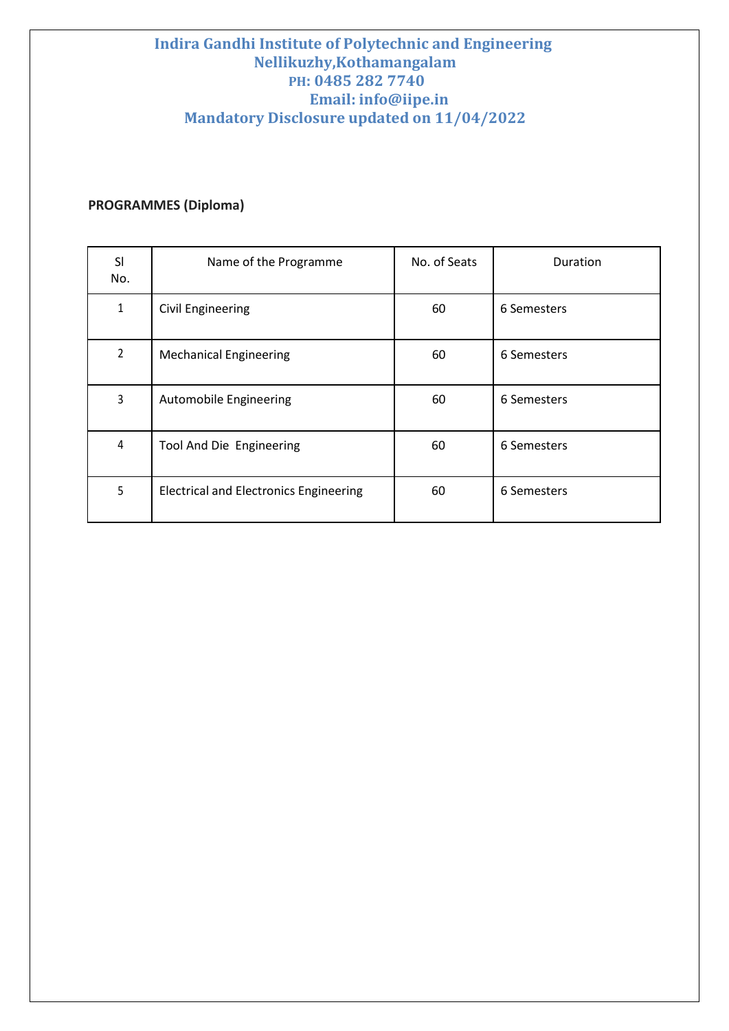**Indira Gandhi Institute of Polytechnic and Engineering**
**Nellikuzhy,Kothamangalam**
**PH: 0485 282 7740**
**Email: info@iipe.in**
**Mandatory Disclosure updated on 11/04/2022**

**PROGRAMMES (Diploma)**

| Sl No. | Name of the Programme | No. of Seats | Duration |
|---|---|---|---|
| 1 | Civil Engineering | 60 | 6 Semesters |
| 2 | Mechanical Engineering | 60 | 6 Semesters |
| 3 | Automobile Engineering | 60 | 6 Semesters |
| 4 | Tool And Die Engineering | 60 | 6 Semesters |
| 5 | Electrical and Electronics Engineering | 60 | 6 Semesters |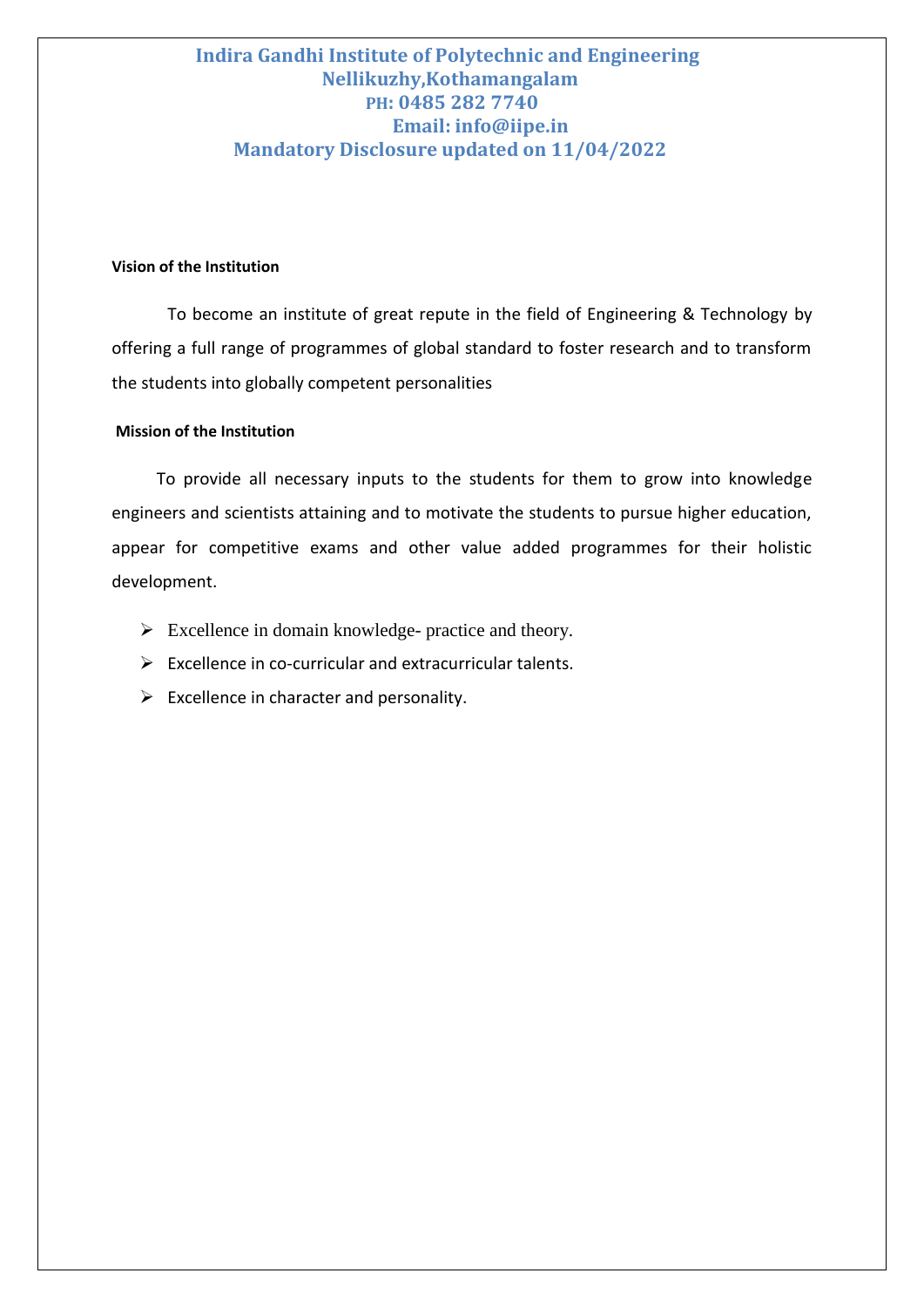# Indira Gandhi Institute of Polytechnic and Engineering
## Nellikuzhy,Kothamangalam
### PH: 0485 282 7740
### Email: info@iipe.in
### Mandatory Disclosure updated on 11/04/2022

**Vision of the Institution**

To become an institute of great repute in the field of Engineering & Technology by offering a full range of programmes of global standard to foster research and to transform the students into globally competent personalities

**Mission of the Institution**

To provide all necessary inputs to the students for them to grow into knowledge engineers and scientists attaining and to motivate the students to pursue higher education, appear for competitive exams and other value added programmes for their holistic development.

- Excellence in domain knowledge- practice and theory.
- Excellence in co-curricular and extracurricular talents.
- Excellence in character and personality.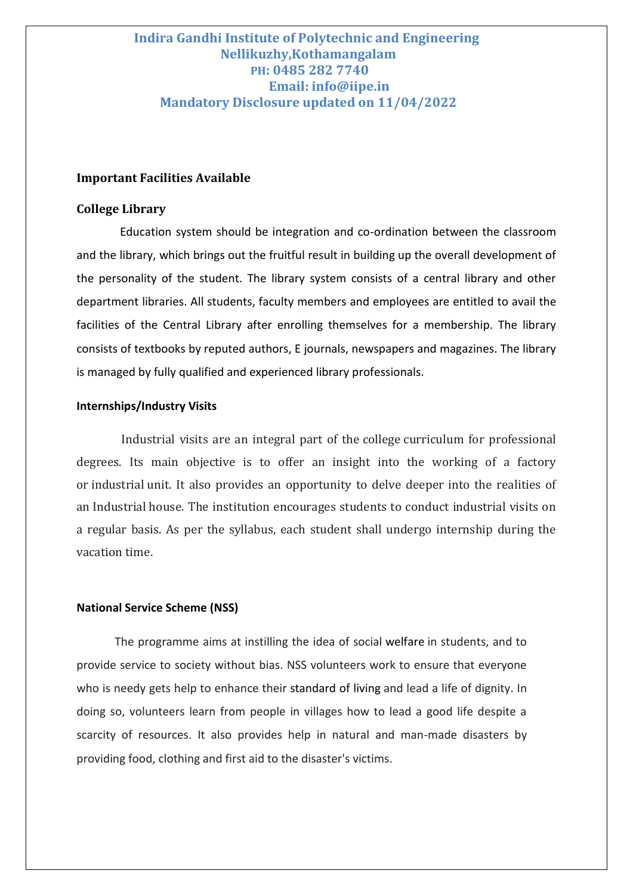**Indira Gandhi Institute of Polytechnic and Engineering**
**Nellikuzhy,Kothamangalam**
**PH: 0485 282 7740**
**Email: info@iipe.in**
**Mandatory Disclosure updated on 11/04/2022**

## Important Facilities Available

### College Library

Education system should be integration and co-ordination between the classroom and the library, which brings out the fruitful result in building up the overall development of the personality of the student. The library system consists of a central library and other department libraries. All students, faculty members and employees are entitled to avail the facilities of the Central Library after enrolling themselves for a membership. The library consists of textbooks by reputed authors, E journals, newspapers and magazines. The library is managed by fully qualified and experienced library professionals.

### Internships/Industry Visits

Industrial visits are an integral part of the college curriculum for professional degrees. Its main objective is to offer an insight into the working of a factory or industrial unit. It also provides an opportunity to delve deeper into the realities of an Industrial house. The institution encourages students to conduct industrial visits on a regular basis. As per the syllabus, each student shall undergo internship during the vacation time.

### National Service Scheme (NSS)

The programme aims at instilling the idea of social welfare in students, and to provide service to society without bias. NSS volunteers work to ensure that everyone who is needy gets help to enhance their standard of living and lead a life of dignity. In doing so, volunteers learn from people in villages how to lead a good life despite a scarcity of resources. It also provides help in natural and man-made disasters by providing food, clothing and first aid to the disaster's victims.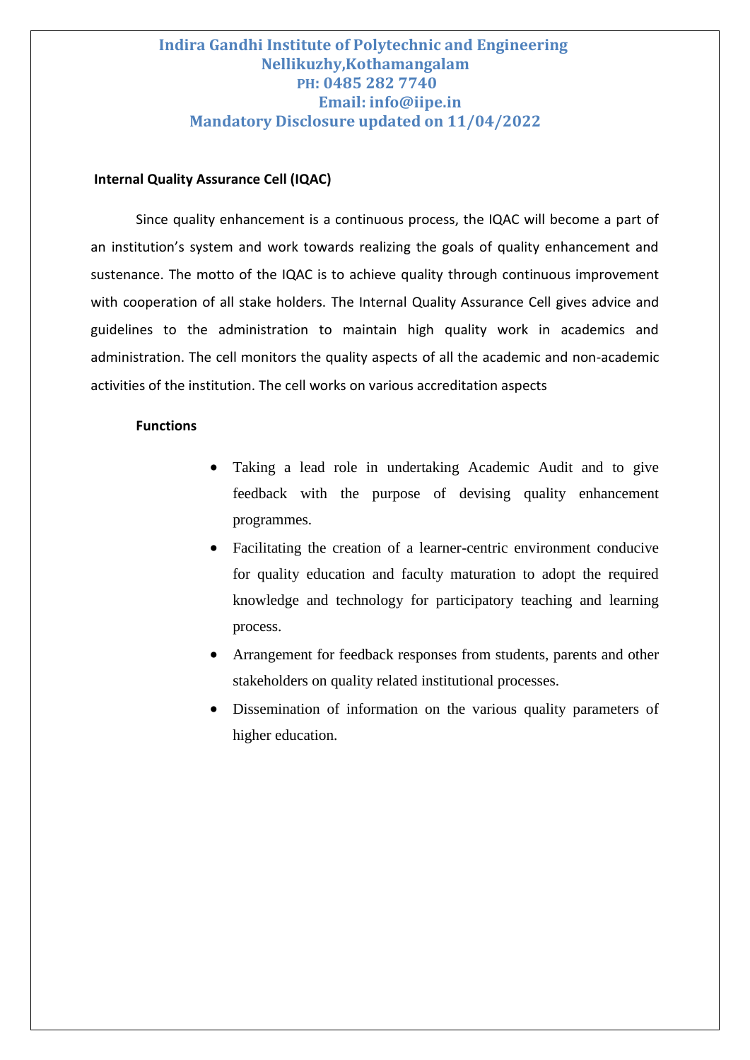Indira Gandhi Institute of Polytechnic and Engineering
Nellikuzhy,Kothamangalam
PH: 0485 282 7740
Email: info@iipe.in
Mandatory Disclosure updated on 11/04/2022

**Internal Quality Assurance Cell (IQAC)**

Since quality enhancement is a continuous process, the IQAC will become a part of an institution's system and work towards realizing the goals of quality enhancement and sustenance. The motto of the IQAC is to achieve quality through continuous improvement with cooperation of all stake holders. The Internal Quality Assurance Cell gives advice and guidelines to the administration to maintain high quality work in academics and administration. The cell monitors the quality aspects of all the academic and non-academic activities of the institution. The cell works on various accreditation aspects

**Functions**

- Taking a lead role in undertaking Academic Audit and to give feedback with the purpose of devising quality enhancement programmes.
- Facilitating the creation of a learner-centric environment conducive for quality education and faculty maturation to adopt the required knowledge and technology for participatory teaching and learning process.
- Arrangement for feedback responses from students, parents and other stakeholders on quality related institutional processes.
- Dissemination of information on the various quality parameters of higher education.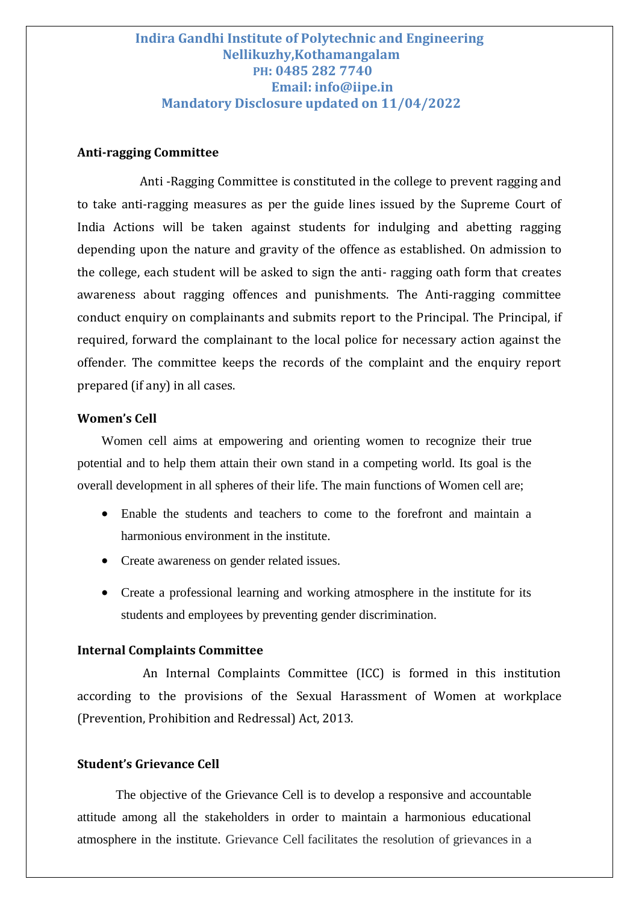**Indira Gandhi Institute of Polytechnic and Engineering**
**Nellikuzhy,Kothamangalam**
**PH: 0485 282 7740**
**Email: info@iipe.in**
**Mandatory Disclosure updated on 11/04/2022**

### Anti-ragging Committee

Anti -Ragging Committee is constituted in the college to prevent ragging and to take anti-ragging measures as per the guide lines issued by the Supreme Court of India Actions will be taken against students for indulging and abetting ragging depending upon the nature and gravity of the offence as established. On admission to the college, each student will be asked to sign the anti- ragging oath form that creates awareness about ragging offences and punishments. The Anti-ragging committee conduct enquiry on complainants and submits report to the Principal. The Principal, if required, forward the complainant to the local police for necessary action against the offender. The committee keeps the records of the complaint and the enquiry report prepared (if any) in all cases.

### Women's Cell

Women cell aims at empowering and orienting women to recognize their true potential and to help them attain their own stand in a competing world. Its goal is the overall development in all spheres of their life. The main functions of Women cell are;

- Enable the students and teachers to come to the forefront and maintain a harmonious environment in the institute.
- Create awareness on gender related issues.
- Create a professional learning and working atmosphere in the institute for its students and employees by preventing gender discrimination.

### Internal Complaints Committee

An Internal Complaints Committee (ICC) is formed in this institution according to the provisions of the Sexual Harassment of Women at workplace (Prevention, Prohibition and Redressal) Act, 2013.

### Student's Grievance Cell

The objective of the Grievance Cell is to develop a responsive and accountable attitude among all the stakeholders in order to maintain a harmonious educational atmosphere in the institute. Grievance Cell facilitates the resolution of grievances in a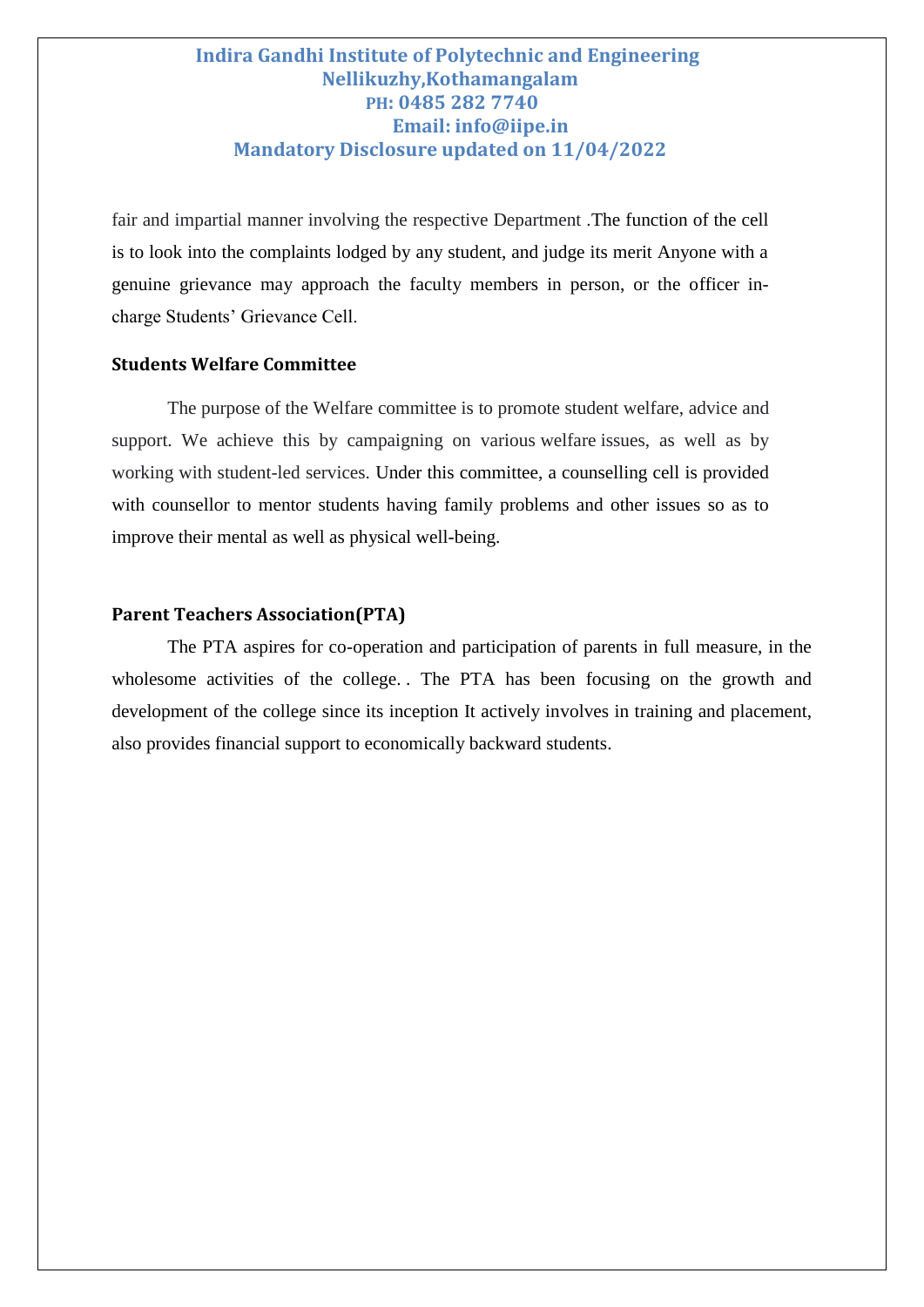fair and impartial manner involving the respective Department .The function of the cell is to look into the complaints lodged by any student, and judge its merit Anyone with a genuine grievance may approach the faculty members in person, or the officer in-charge Students' Grievance Cell.

### Students Welfare Committee

The purpose of the Welfare committee is to promote student welfare, advice and support. We achieve this by campaigning on various welfare issues, as well as by working with student-led services. Under this committee, a counselling cell is provided with counsellor to mentor students having family problems and other issues so as to improve their mental as well as physical well-being.

### Parent Teachers Association(PTA)

The PTA aspires for co-operation and participation of parents in full measure, in the wholesome activities of the college. . The PTA has been focusing on the growth and development of the college since its inception It actively involves in training and placement, also provides financial support to economically backward students.